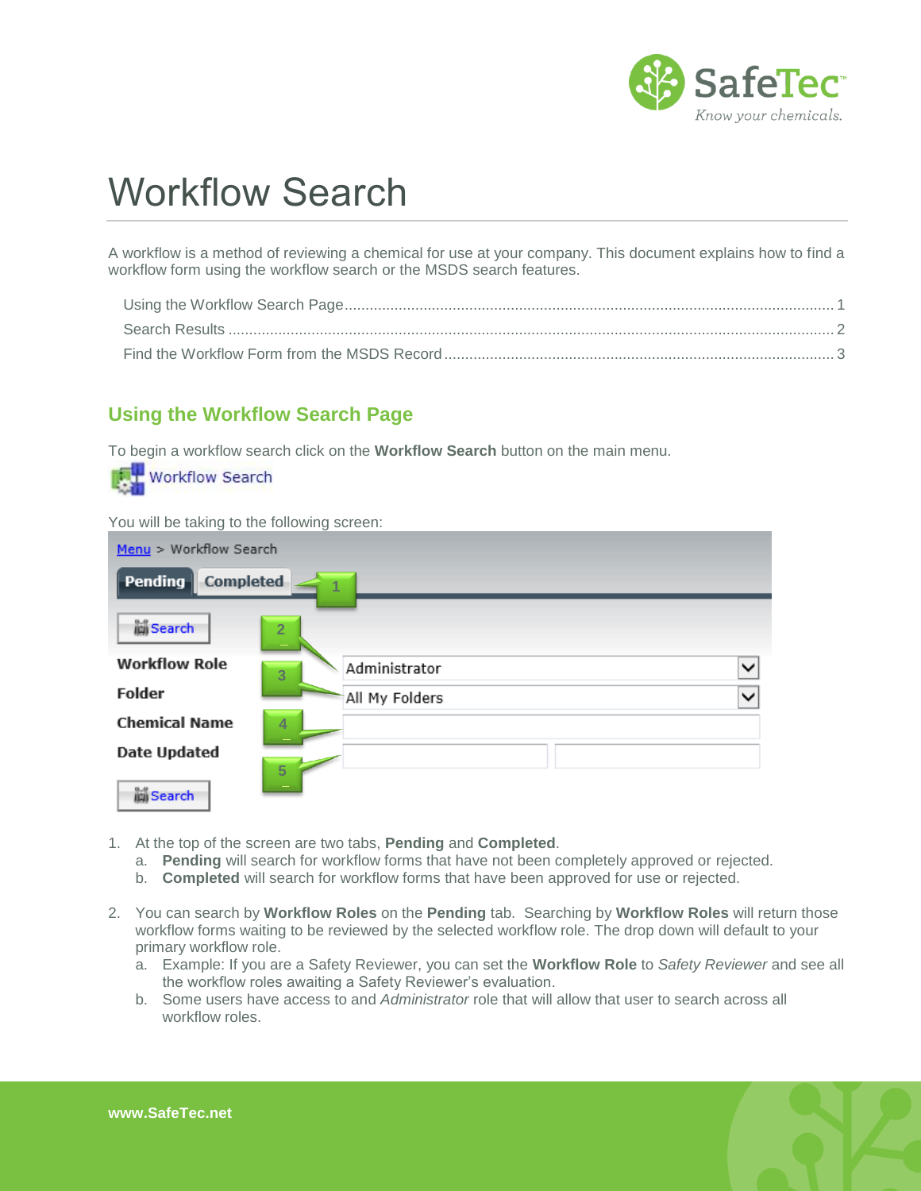# Workflow Search

A workflow is a method of reviewing a chemical for use at your company. This document explains how to find a workflow form using the workflow search or the MSDS search features.

- Using the Workflow Search Page ........ 1
- Search Results ........ 2
- Find the Workflow Form from the MSDS Record ........ 3

## Using the Workflow Search Page

To begin a workflow search click on the **Workflow Search** button on the main menu.

You will be taking to the following screen:

1. At the top of the screen are two tabs, **Pending** and **Completed**.
   a. **Pending** will search for workflow forms that have not been completely approved or rejected.
   b. **Completed** will search for workflow forms that have been approved for use or rejected.

2. You can search by **Workflow Roles** on the **Pending** tab. Searching by **Workflow Roles** will return those workflow forms waiting to be reviewed by the selected workflow role. The drop down will default to your primary workflow role.
   a. Example: If you are a Safety Reviewer, you can set the **Workflow Role** to *Safety Reviewer* and see all the workflow roles awaiting a Safety Reviewer's evaluation.
   b. Some users have access to and *Administrator* role that will allow that user to search across all workflow roles.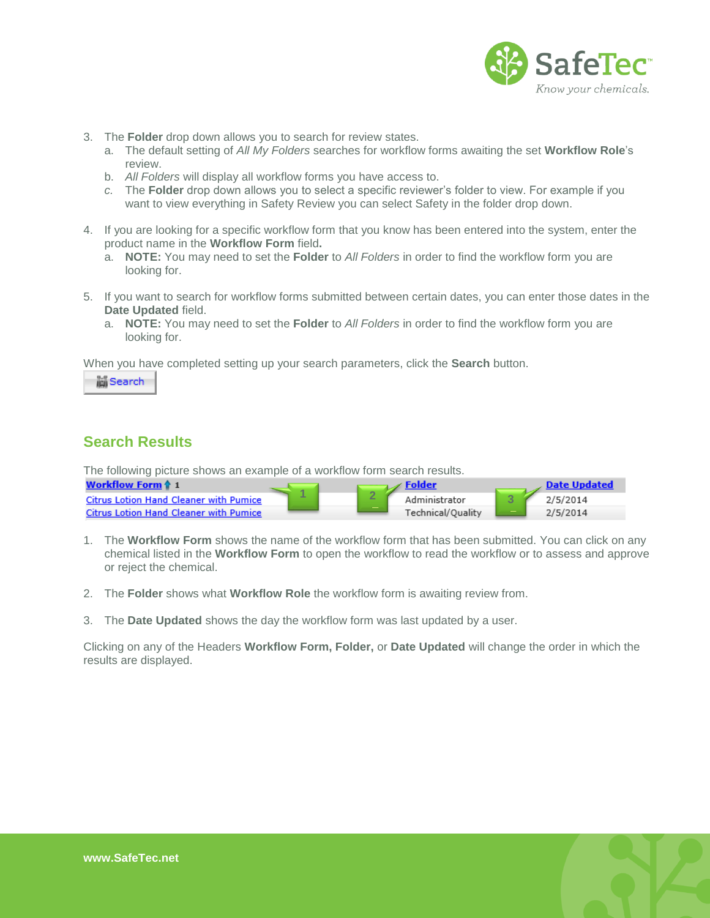3. The **Folder** drop down allows you to search for review states.
   a. The default setting of *All My Folders* searches for workflow forms awaiting the set **Workflow Role**'s review.
   b. *All Folders* will display all workflow forms you have access to.
   c. The **Folder** drop down allows you to select a specific reviewer's folder to view. For example if you want to view everything in Safety Review you can select Safety in the folder drop down.

4. If you are looking for a specific workflow form that you know has been entered into the system, enter the product name in the **Workflow Form** field**.**
   a. **NOTE:** You may need to set the **Folder** to *All Folders* in order to find the workflow form you are looking for.

5. If you want to search for workflow forms submitted between certain dates, you can enter those dates in the **Date Updated** field.
   a. **NOTE:** You may need to set the **Folder** to *All Folders* in order to find the workflow form you are looking for.

When you have completed setting up your search parameters, click the **Search** button.

Search

## Search Results

The following picture shows an example of a workflow form search results.

| Workflow Form 1 | Folder | Date Updated |
|---|---|---|
| Citrus Lotion Hand Cleaner with Pumice | Administrator | 2/5/2014 |
| Citrus Lotion Hand Cleaner with Pumice | Technical/Quality | 2/5/2014 |

1. The **Workflow Form** shows the name of the workflow form that has been submitted. You can click on any chemical listed in the **Workflow Form** to open the workflow to read the workflow or to assess and approve or reject the chemical.

2. The **Folder** shows what **Workflow Role** the workflow form is awaiting review from.

3. The **Date Updated** shows the day the workflow form was last updated by a user.

Clicking on any of the Headers **Workflow Form, Folder,** or **Date Updated** will change the order in which the results are displayed.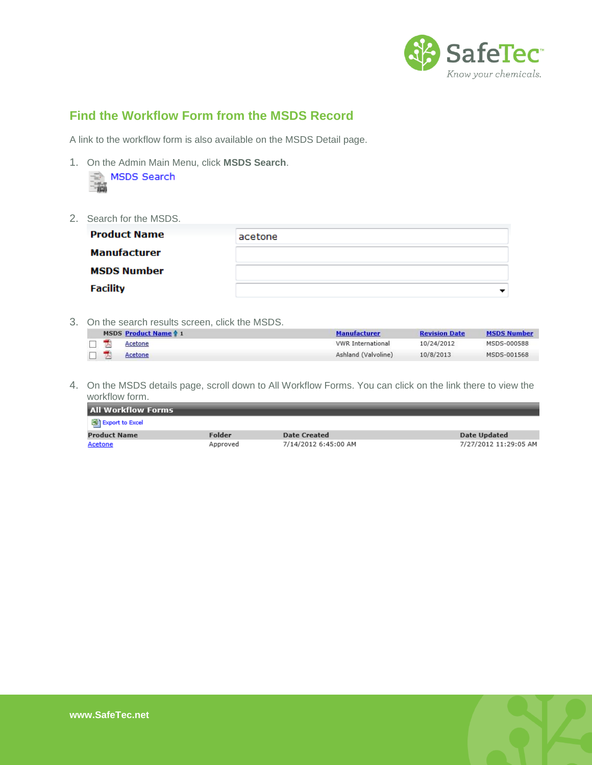## Find the Workflow Form from the MSDS Record

A link to the workflow form is also available on the MSDS Detail page.

1. On the Admin Main Menu, click **MSDS Search**.

   MSDS Search

2. Search for the MSDS.

| | |
|---|---|
| **Product Name** | acetone |
| **Manufacturer** | |
| **MSDS Number** | |
| **Facility** | |

3. On the search results screen, click the MSDS.

| | MSDS | Product Name 1 | Manufacturer | Revision Date | MSDS Number |
|---|---|---|---|---|---|
| ☐ | | Acetone | VWR International | 10/24/2012 | MSDS-000588 |
| ☐ | | Acetone | Ashland (Valvoline) | 10/8/2013 | MSDS-001568 |

4. On the MSDS details page, scroll down to All Workflow Forms. You can click on the link there to view the workflow form.

**All Workflow Forms**

Export to Excel

| Product Name | Folder | Date Created | Date Updated |
|---|---|---|---|
| Acetone | Approved | 7/14/2012 6:45:00 AM | 7/27/2012 11:29:05 AM |